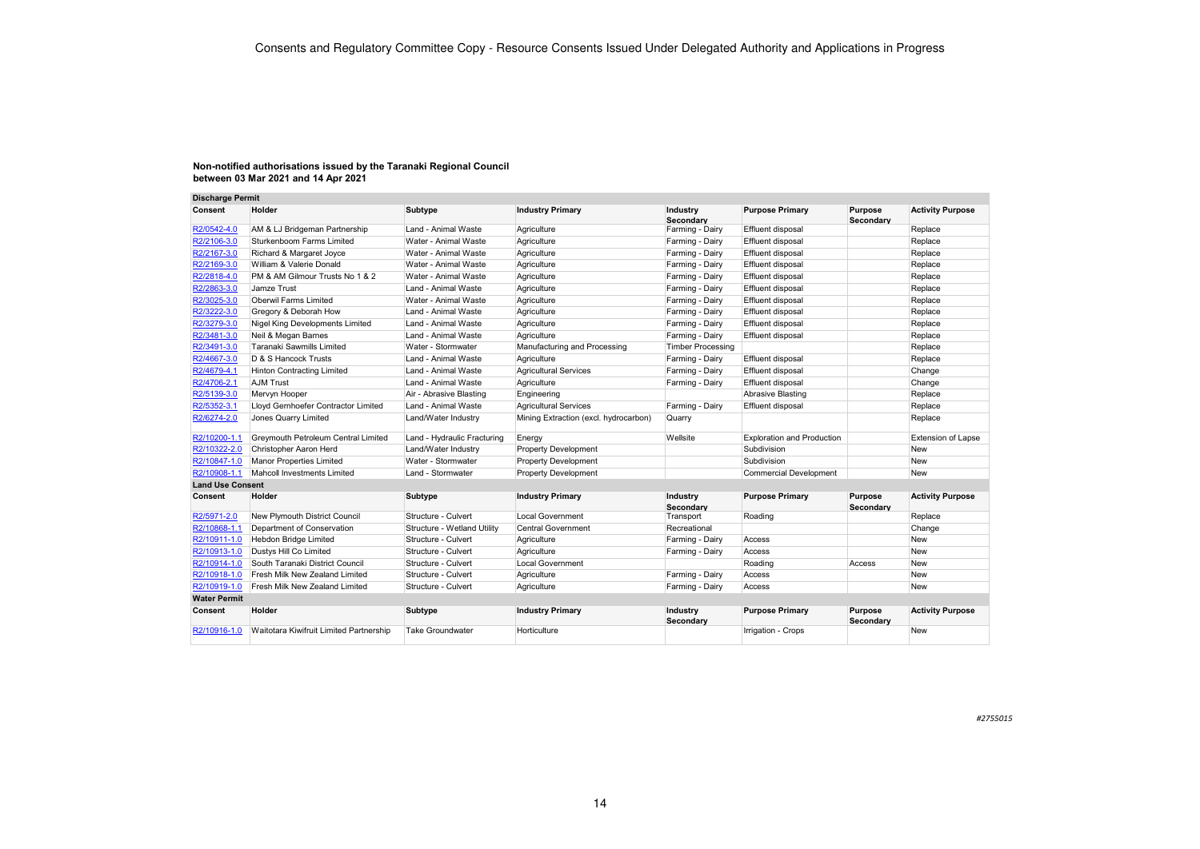# Consents and Regulatory Committee Copy - Resource Consents Issued Under Delegated Authority and Applications in Progress

**Non-notified authorisations issued by the Taranaki Regional Council between 03 Mar 2021 and 14 Apr 2021**

**Discharge Permit**

| Consent | Holder | Subtype | Industry Primary | Industry Secondary | Purpose Primary | Purpose Secondary | Activity Purpose |
|---|---|---|---|---|---|---|---|
| R2/0542-4.0 | AM & LJ Bridgeman Partnership | Land - Animal Waste | Agriculture | Farming - Dairy | Effluent disposal | | Replace |
| R2/2106-3.0 | Sturkenboom Farms Limited | Water - Animal Waste | Agriculture | Farming - Dairy | Effluent disposal | | Replace |
| R2/2167-3.0 | Richard & Margaret Joyce | Water - Animal Waste | Agriculture | Farming - Dairy | Effluent disposal | | Replace |
| R2/2169-3.0 | William & Valerie Donald | Water - Animal Waste | Agriculture | Farming - Dairy | Effluent disposal | | Replace |
| R2/2818-4.0 | PM & AM Gilmour Trusts No 1 & 2 | Water - Animal Waste | Agriculture | Farming - Dairy | Effluent disposal | | Replace |
| R2/2863-3.0 | Jamze Trust | Land - Animal Waste | Agriculture | Farming - Dairy | Effluent disposal | | Replace |
| R2/3025-3.0 | Oberwil Farms Limited | Water - Animal Waste | Agriculture | Farming - Dairy | Effluent disposal | | Replace |
| R2/3222-3.0 | Gregory & Deborah How | Land - Animal Waste | Agriculture | Farming - Dairy | Effluent disposal | | Replace |
| R2/3279-3.0 | Nigel King Developments Limited | Land - Animal Waste | Agriculture | Farming - Dairy | Effluent disposal | | Replace |
| R2/3481-3.0 | Neil & Megan Barnes | Land - Animal Waste | Agriculture | Farming - Dairy | Effluent disposal | | Replace |
| R2/3491-3.0 | Taranaki Sawmills Limited | Water - Stormwater | Manufacturing and Processing | Timber Processing | | | Replace |
| R2/4667-3.0 | D & S Hancock Trusts | Land - Animal Waste | Agriculture | Farming - Dairy | Effluent disposal | | Replace |
| R2/4679-4.1 | Hinton Contracting Limited | Land - Animal Waste | Agricultural Services | Farming - Dairy | Effluent disposal | | Change |
| R2/4706-2.1 | AJM Trust | Land - Animal Waste | Agriculture | Farming - Dairy | Effluent disposal | | Change |
| R2/5139-3.0 | Mervyn Hooper | Air - Abrasive Blasting | Engineering | | Abrasive Blasting | | Replace |
| R2/5352-3.1 | Lloyd Gernhoefer Contractor Limited | Land - Animal Waste | Agricultural Services | Farming - Dairy | Effluent disposal | | Replace |
| R2/6274-2.0 | Jones Quarry Limited | Land/Water Industry | Mining Extraction (excl. hydrocarbon) | Quarry | | | Replace |
| R2/10200-1.1 | Greymouth Petroleum Central Limited | Land - Hydraulic Fracturing | Energy | Wellsite | Exploration and Production | | Extension of Lapse |
| R2/10322-2.0 | Christopher Aaron Herd | Land/Water Industry | Property Development | | Subdivision | | New |
| R2/10847-1.0 | Manor Properties Limited | Water - Stormwater | Property Development | | Subdivision | | New |
| R2/10908-1.1 | Mahcoll Investments Limited | Land - Stormwater | Property Development | | Commercial Development | | New |

**Land Use Consent**

| Consent | Holder | Subtype | Industry Primary | Industry Secondary | Purpose Primary | Purpose Secondary | Activity Purpose |
|---|---|---|---|---|---|---|---|
| R2/5971-2.0 | New Plymouth District Council | Structure - Culvert | Local Government | Transport | Roading | | Replace |
| R2/10868-1.1 | Department of Conservation | Structure - Wetland Utility | Central Government | Recreational | | | Change |
| R2/10911-1.0 | Hebdon Bridge Limited | Structure - Culvert | Agriculture | Farming - Dairy | Access | | New |
| R2/10913-1.0 | Dustys Hill Co Limited | Structure - Culvert | Agriculture | Farming - Dairy | Access | | New |
| R2/10914-1.0 | South Taranaki District Council | Structure - Culvert | Local Government | | Roading | Access | New |
| R2/10918-1.0 | Fresh Milk New Zealand Limited | Structure - Culvert | Agriculture | Farming - Dairy | Access | | New |
| R2/10919-1.0 | Fresh Milk New Zealand Limited | Structure - Culvert | Agriculture | Farming - Dairy | Access | | New |

**Water Permit**

| Consent | Holder | Subtype | Industry Primary | Industry Secondary | Purpose Primary | Purpose Secondary | Activity Purpose |
|---|---|---|---|---|---|---|---|
| R2/10916-1.0 | Waitotara Kiwifruit Limited Partnership | Take Groundwater | Horticulture | | Irrigation - Crops | | New |

#2755015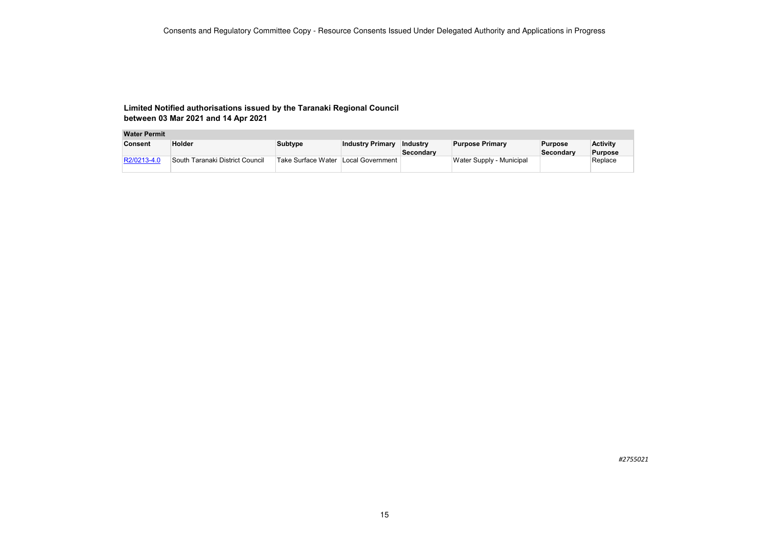**Limited Notified authorisations issued by the Taranaki Regional Council between 03 Mar 2021 and 14 Apr 2021**

| Water Permit | | | | | | | |
|---|---|---|---|---|---|---|---|
| **Consent** | **Holder** | **Subtype** | **Industry Primary** | **Industry Secondary** | **Purpose Primary** | **Purpose Secondary** | **Activity Purpose** |
| R2/0213-4.0 | South Taranaki District Council | Take Surface Water | Local Government | | Water Supply - Municipal | | Replace |

*#2755021*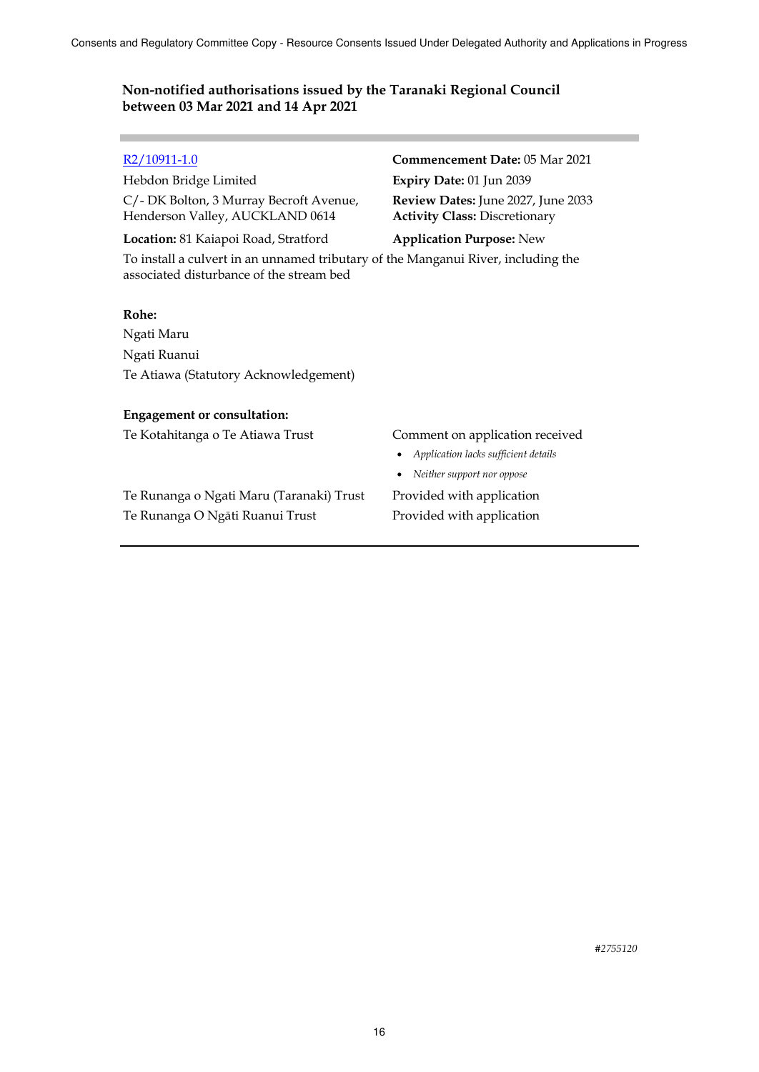### Non-notified authorisations issued by the Taranaki Regional Council between 03 Mar 2021 and 14 Apr 2021

---

[R2/10911-1.0](R2/10911-1.0)

Hebdon Bridge Limited

C/- DK Bolton, 3 Murray Becroft Avenue, Henderson Valley, AUCKLAND 0614

**Location:** 81 Kaiapoi Road, Stratford

**Commencement Date:** 05 Mar 2021

**Expiry Date:** 01 Jun 2039

**Review Dates:** June 2027, June 2033

**Activity Class:** Discretionary

**Application Purpose:** New

To install a culvert in an unnamed tributary of the Manganui River, including the associated disturbance of the stream bed

**Rohe:**

Ngati Maru

Ngati Ruanui

Te Atiawa (Statutory Acknowledgement)

**Engagement or consultation:**

| | |
|---|---|
| Te Kotahitanga o Te Atiawa Trust | Comment on application received<br>• *Application lacks sufficient details*<br>• *Neither support nor oppose* |
| Te Runanga o Ngati Maru (Taranaki) Trust | Provided with application |
| Te Runanga O Ngāti Ruanui Trust | Provided with application |

---

*#2755120*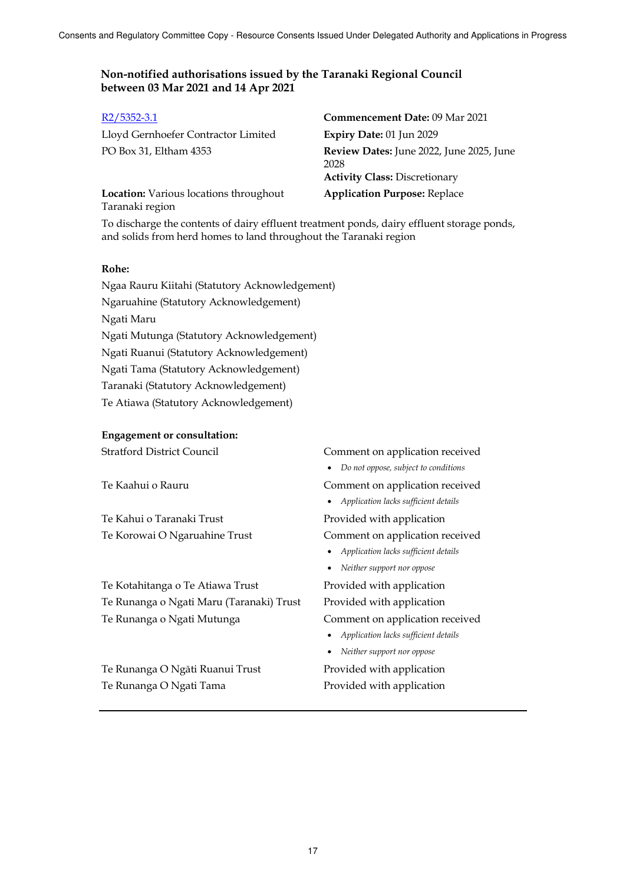### Non-notified authorisations issued by the Taranaki Regional Council between 03 Mar 2021 and 14 Apr 2021

| | |
|---|---|
| R2/5352-3.1 | **Commencement Date:** 09 Mar 2021 |
| Lloyd Gernhoefer Contractor Limited | **Expiry Date:** 01 Jun 2029 |
| PO Box 31, Eltham 4353 | **Review Dates:** June 2022, June 2025, June 2028 |
| | **Activity Class:** Discretionary |
| **Location:** Various locations throughout Taranaki region | **Application Purpose:** Replace |

To discharge the contents of dairy effluent treatment ponds, dairy effluent storage ponds, and solids from herd homes to land throughout the Taranaki region

**Rohe:**

Ngaa Rauru Kiitahi (Statutory Acknowledgement)
Ngaruahine (Statutory Acknowledgement)
Ngati Maru
Ngati Mutunga (Statutory Acknowledgement)
Ngati Ruanui (Statutory Acknowledgement)
Ngati Tama (Statutory Acknowledgement)
Taranaki (Statutory Acknowledgement)
Te Atiawa (Statutory Acknowledgement)

**Engagement or consultation:**

| | |
|---|---|
| Stratford District Council | Comment on application received<br>• *Do not oppose, subject to conditions* |
| Te Kaahui o Rauru | Comment on application received<br>• *Application lacks sufficient details* |
| Te Kahui o Taranaki Trust | Provided with application |
| Te Korowai O Ngaruahine Trust | Comment on application received<br>• *Application lacks sufficient details*<br>• *Neither support nor oppose* |
| Te Kotahitanga o Te Atiawa Trust | Provided with application |
| Te Runanga o Ngati Maru (Taranaki) Trust | Provided with application |
| Te Runanga o Ngati Mutunga | Comment on application received<br>• *Application lacks sufficient details*<br>• *Neither support nor oppose* |
| Te Runanga O Ngāti Ruanui Trust | Provided with application |
| Te Runanga O Ngati Tama | Provided with application |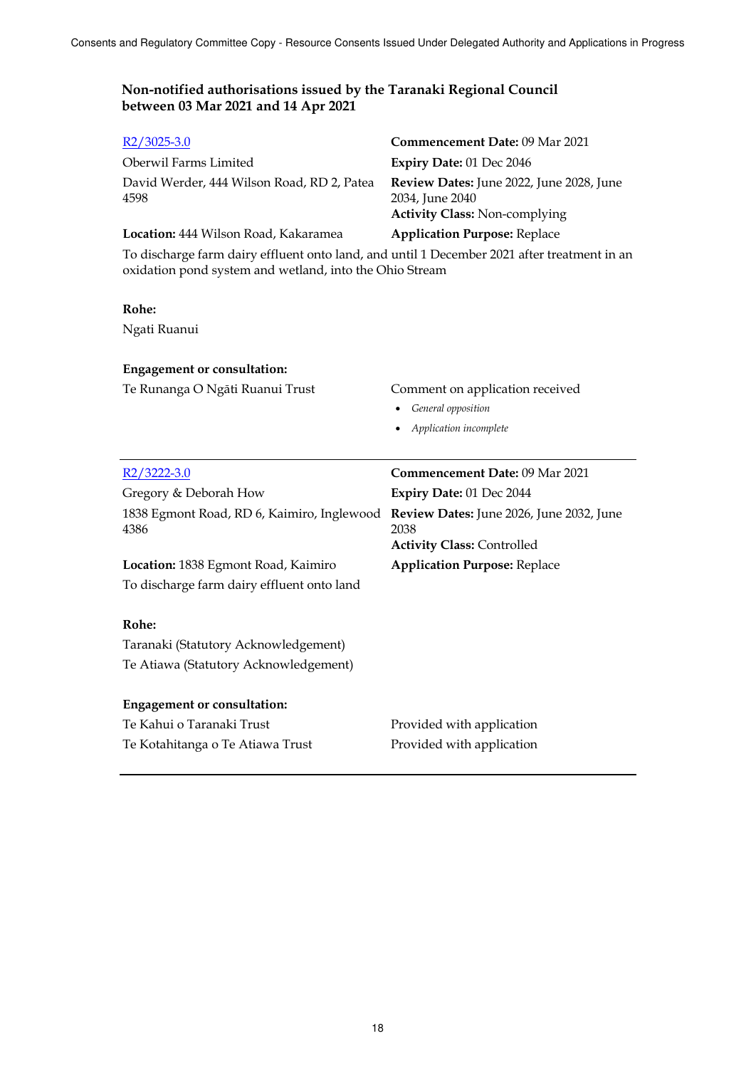### Non-notified authorisations issued by the Taranaki Regional Council between 03 Mar 2021 and 14 Apr 2021

[R2/3025-3.0](R2/3025-3.0)

Oberwil Farms Limited

David Werder, 444 Wilson Road, RD 2, Patea 4598

**Location:** 444 Wilson Road, Kakaramea

**Commencement Date:** 09 Mar 2021

**Expiry Date:** 01 Dec 2046

**Review Dates:** June 2022, June 2028, June 2034, June 2040

**Activity Class:** Non-complying

**Application Purpose:** Replace

To discharge farm dairy effluent onto land, and until 1 December 2021 after treatment in an oxidation pond system and wetland, into the Ohio Stream

**Rohe:**

Ngati Ruanui

**Engagement or consultation:**

Te Runanga O Ngāti Ruanui Trust — Comment on application received

- *General opposition*
- *Application incomplete*

---

[R2/3222-3.0](R2/3222-3.0)

Gregory & Deborah How

1838 Egmont Road, RD 6, Kaimiro, Inglewood 4386

**Location:** 1838 Egmont Road, Kaimiro

**Commencement Date:** 09 Mar 2021

**Expiry Date:** 01 Dec 2044

**Review Dates:** June 2026, June 2032, June 2038

**Activity Class:** Controlled

**Application Purpose:** Replace

To discharge farm dairy effluent onto land

**Rohe:**

Taranaki (Statutory Acknowledgement)

Te Atiawa (Statutory Acknowledgement)

**Engagement or consultation:**

Te Kahui o Taranaki Trust — Provided with application

Te Kotahitanga o Te Atiawa Trust — Provided with application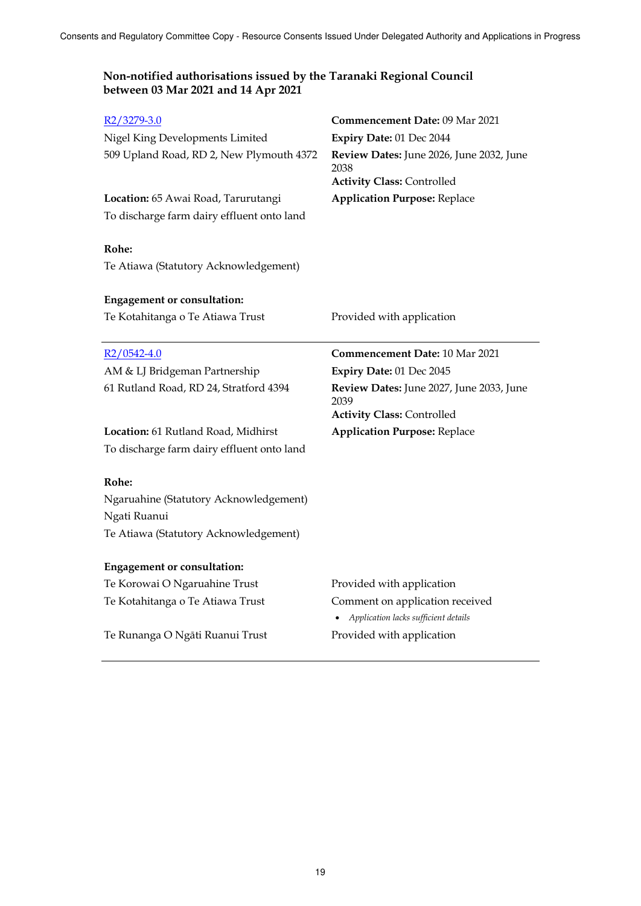## Non-notified authorisations issued by the Taranaki Regional Council between 03 Mar 2021 and 14 Apr 2021

R2/3279-3.0
Nigel King Developments Limited
509 Upland Road, RD 2, New Plymouth 4372

**Commencement Date:** 09 Mar 2021
**Expiry Date:** 01 Dec 2044
**Review Dates:** June 2026, June 2032, June 2038
**Activity Class:** Controlled

**Location:** 65 Awai Road, Tarurutangi
**Application Purpose:** Replace

To discharge farm dairy effluent onto land

**Rohe:**
Te Atiawa (Statutory Acknowledgement)

**Engagement or consultation:**

| | |
|---|---|
| Te Kotahitanga o Te Atiawa Trust | Provided with application |

---

R2/0542-4.0
AM & LJ Bridgeman Partnership
61 Rutland Road, RD 24, Stratford 4394

**Commencement Date:** 10 Mar 2021
**Expiry Date:** 01 Dec 2045
**Review Dates:** June 2027, June 2033, June 2039
**Activity Class:** Controlled

**Location:** 61 Rutland Road, Midhirst
**Application Purpose:** Replace

To discharge farm dairy effluent onto land

**Rohe:**
Ngaruahine (Statutory Acknowledgement)
Ngati Ruanui
Te Atiawa (Statutory Acknowledgement)

**Engagement or consultation:**

| | |
|---|---|
| Te Korowai O Ngaruahine Trust | Provided with application |
| Te Kotahitanga o Te Atiawa Trust | Comment on application received<br>• *Application lacks sufficient details* |
| Te Runanga O Ngāti Ruanui Trust | Provided with application |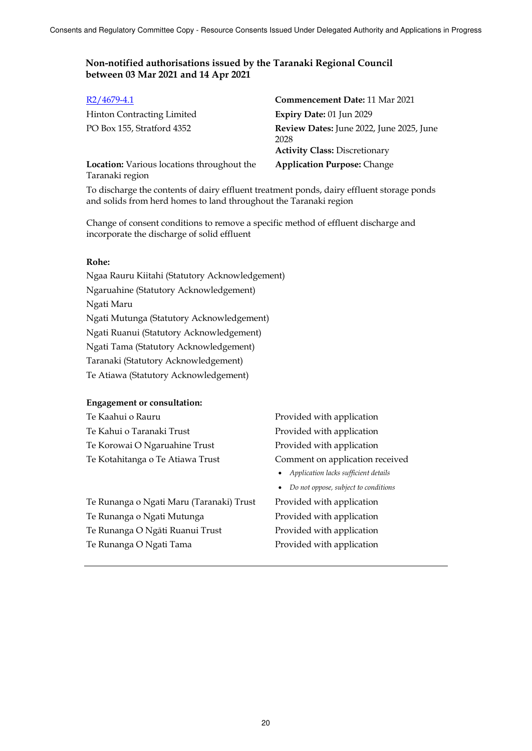## Non-notified authorisations issued by the Taranaki Regional Council between 03 Mar 2021 and 14 Apr 2021

R2/4679-4.1

Hinton Contracting Limited
PO Box 155, Stratford 4352

**Location:** Various locations throughout the Taranaki region

**Commencement Date:** 11 Mar 2021
**Expiry Date:** 01 Jun 2029
**Review Dates:** June 2022, June 2025, June 2028
**Activity Class:** Discretionary
**Application Purpose:** Change

To discharge the contents of dairy effluent treatment ponds, dairy effluent storage ponds and solids from herd homes to land throughout the Taranaki region

Change of consent conditions to remove a specific method of effluent discharge and incorporate the discharge of solid effluent

**Rohe:**

Ngaa Rauru Kiitahi (Statutory Acknowledgement)
Ngaruahine (Statutory Acknowledgement)
Ngati Maru
Ngati Mutunga (Statutory Acknowledgement)
Ngati Ruanui (Statutory Acknowledgement)
Ngati Tama (Statutory Acknowledgement)
Taranaki (Statutory Acknowledgement)
Te Atiawa (Statutory Acknowledgement)

**Engagement or consultation:**

| | |
|---|---|
| Te Kaahui o Rauru | Provided with application |
| Te Kahui o Taranaki Trust | Provided with application |
| Te Korowai O Ngaruahine Trust | Provided with application |
| Te Kotahitanga o Te Atiawa Trust | Comment on application received<br>• *Application lacks sufficient details*<br>• *Do not oppose, subject to conditions* |
| Te Runanga o Ngati Maru (Taranaki) Trust | Provided with application |
| Te Runanga o Ngati Mutunga | Provided with application |
| Te Runanga O Ngāti Ruanui Trust | Provided with application |
| Te Runanga O Ngati Tama | Provided with application |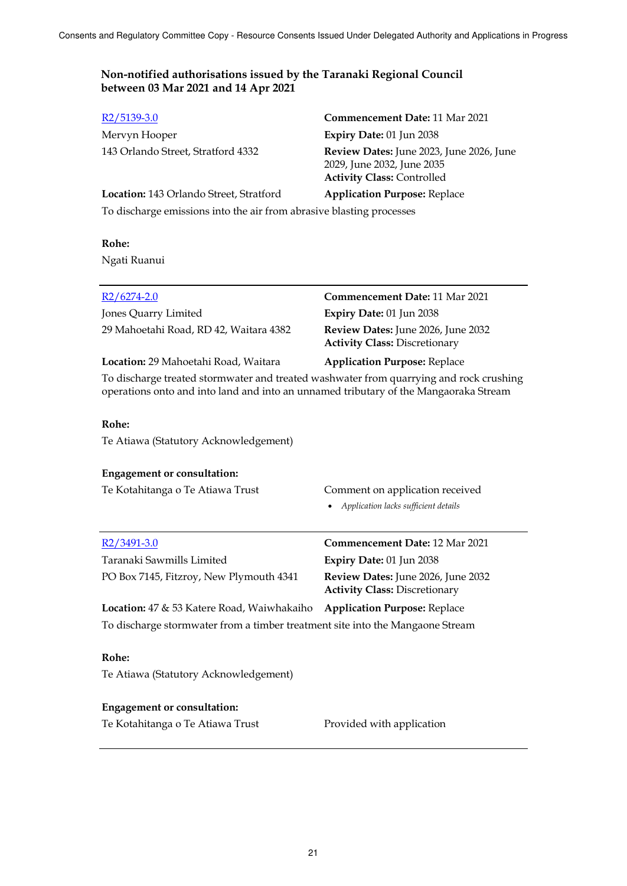## Non-notified authorisations issued by the Taranaki Regional Council between 03 Mar 2021 and 14 Apr 2021

R2/5139-3.0
Mervyn Hooper
143 Orlando Street, Stratford 4332

**Commencement Date:** 11 Mar 2021
**Expiry Date:** 01 Jun 2038
**Review Dates:** June 2023, June 2026, June 2029, June 2032, June 2035
**Activity Class:** Controlled

**Location:** 143 Orlando Street, Stratford
**Application Purpose:** Replace

To discharge emissions into the air from abrasive blasting processes

**Rohe:**
Ngati Ruanui

---

R2/6274-2.0
Jones Quarry Limited
29 Mahoetahi Road, RD 42, Waitara 4382

**Commencement Date:** 11 Mar 2021
**Expiry Date:** 01 Jun 2038
**Review Dates:** June 2026, June 2032
**Activity Class:** Discretionary

**Location:** 29 Mahoetahi Road, Waitara
**Application Purpose:** Replace

To discharge treated stormwater and treated washwater from quarrying and rock crushing operations onto and into land and into an unnamed tributary of the Mangaoraka Stream

**Rohe:**
Te Atiawa (Statutory Acknowledgement)

**Engagement or consultation:**

Te Kotahitanga o Te Atiawa Trust — Comment on application received

- *Application lacks sufficient details*

---

R2/3491-3.0
Taranaki Sawmills Limited
PO Box 7145, Fitzroy, New Plymouth 4341

**Commencement Date:** 12 Mar 2021
**Expiry Date:** 01 Jun 2038
**Review Dates:** June 2026, June 2032
**Activity Class:** Discretionary

**Location:** 47 & 53 Katere Road, Waiwhakaiho
**Application Purpose:** Replace

To discharge stormwater from a timber treatment site into the Mangaone Stream

**Rohe:**
Te Atiawa (Statutory Acknowledgement)

**Engagement or consultation:**

Te Kotahitanga o Te Atiawa Trust — Provided with application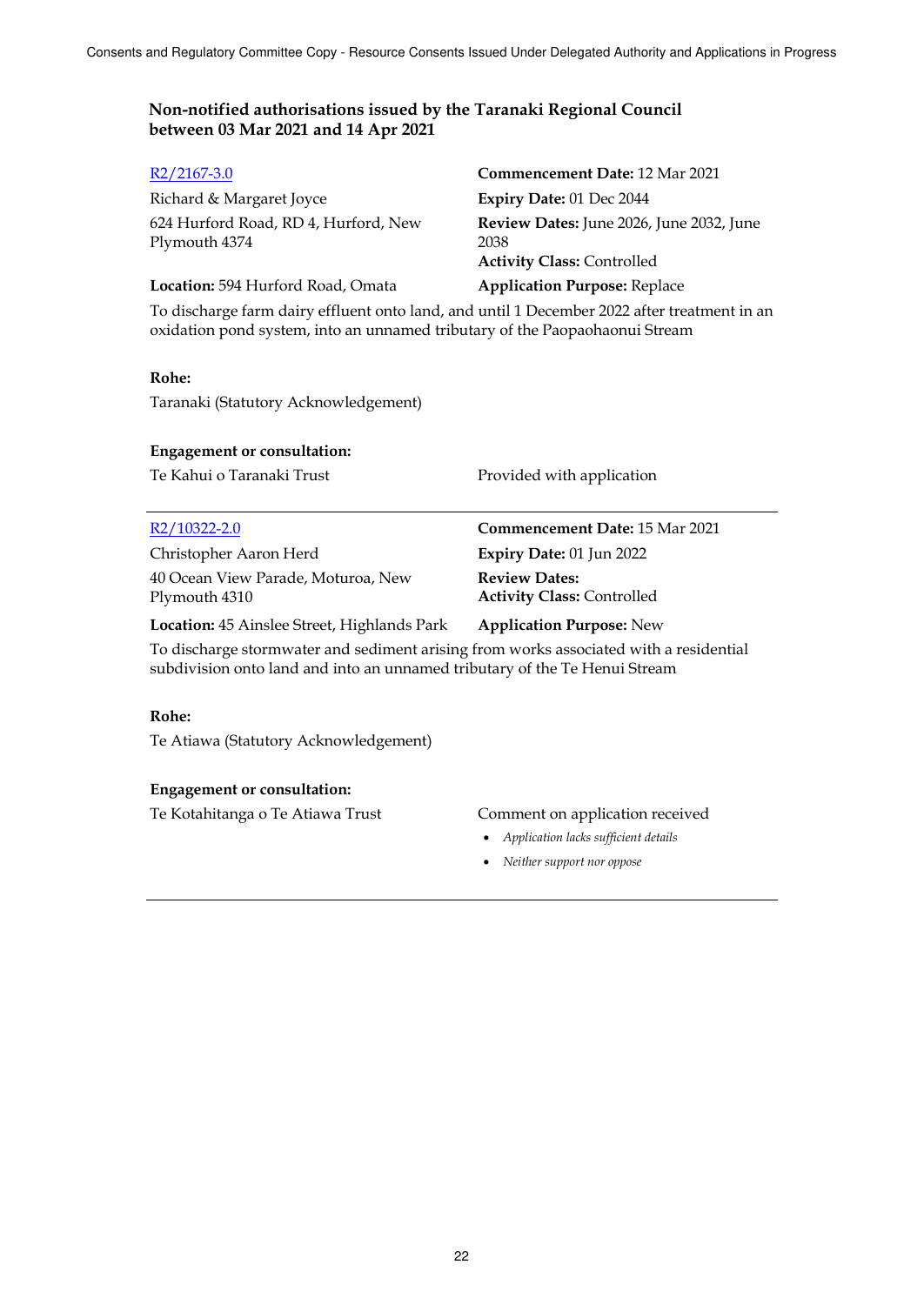## Non-notified authorisations issued by the Taranaki Regional Council between 03 Mar 2021 and 14 Apr 2021

R2/2167-3.0

Richard & Margaret Joyce

624 Hurford Road, RD 4, Hurford, New Plymouth 4374

**Location:** 594 Hurford Road, Omata

**Commencement Date:** 12 Mar 2021

**Expiry Date:** 01 Dec 2044

**Review Dates:** June 2026, June 2032, June 2038

**Activity Class:** Controlled

**Application Purpose:** Replace

To discharge farm dairy effluent onto land, and until 1 December 2022 after treatment in an oxidation pond system, into an unnamed tributary of the Paopaohaonui Stream

**Rohe:**

Taranaki (Statutory Acknowledgement)

**Engagement or consultation:**

Te Kahui o Taranaki Trust — Provided with application

---

R2/10322-2.0

Christopher Aaron Herd

40 Ocean View Parade, Moturoa, New Plymouth 4310

**Location:** 45 Ainslee Street, Highlands Park

**Commencement Date:** 15 Mar 2021

**Expiry Date:** 01 Jun 2022

**Review Dates:**

**Activity Class:** Controlled

**Application Purpose:** New

To discharge stormwater and sediment arising from works associated with a residential subdivision onto land and into an unnamed tributary of the Te Henui Stream

**Rohe:**

Te Atiawa (Statutory Acknowledgement)

**Engagement or consultation:**

Te Kotahitanga o Te Atiawa Trust — Comment on application received

- *Application lacks sufficient details*
- *Neither support nor oppose*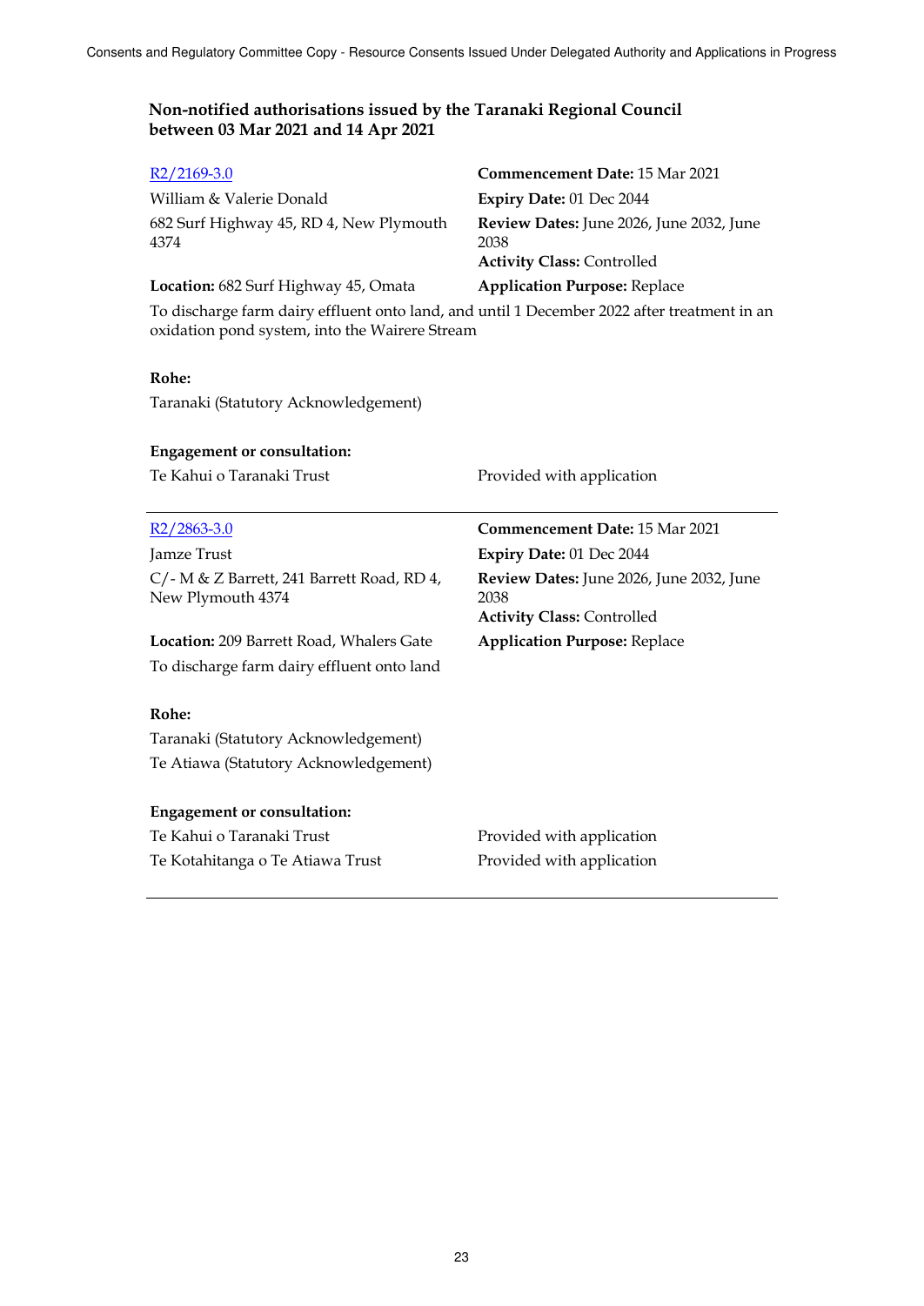## Non-notified authorisations issued by the Taranaki Regional Council between 03 Mar 2021 and 14 Apr 2021

[R2/2169-3.0](R2/2169-3.0)

William & Valerie Donald

682 Surf Highway 45, RD 4, New Plymouth 4374

**Location:** 682 Surf Highway 45, Omata

**Commencement Date:** 15 Mar 2021

**Expiry Date:** 01 Dec 2044

**Review Dates:** June 2026, June 2032, June 2038

**Activity Class:** Controlled

**Application Purpose:** Replace

To discharge farm dairy effluent onto land, and until 1 December 2022 after treatment in an oxidation pond system, into the Wairere Stream

**Rohe:**

Taranaki (Statutory Acknowledgement)

**Engagement or consultation:**

| | |
|---|---|
| Te Kahui o Taranaki Trust | Provided with application |

---

[R2/2863-3.0](R2/2863-3.0)

Jamze Trust

C/- M & Z Barrett, 241 Barrett Road, RD 4, New Plymouth 4374

**Location:** 209 Barrett Road, Whalers Gate

**Commencement Date:** 15 Mar 2021

**Expiry Date:** 01 Dec 2044

**Review Dates:** June 2026, June 2032, June 2038

**Activity Class:** Controlled

**Application Purpose:** Replace

To discharge farm dairy effluent onto land

**Rohe:**

Taranaki (Statutory Acknowledgement)

Te Atiawa (Statutory Acknowledgement)

**Engagement or consultation:**

| | |
|---|---|
| Te Kahui o Taranaki Trust | Provided with application |
| Te Kotahitanga o Te Atiawa Trust | Provided with application |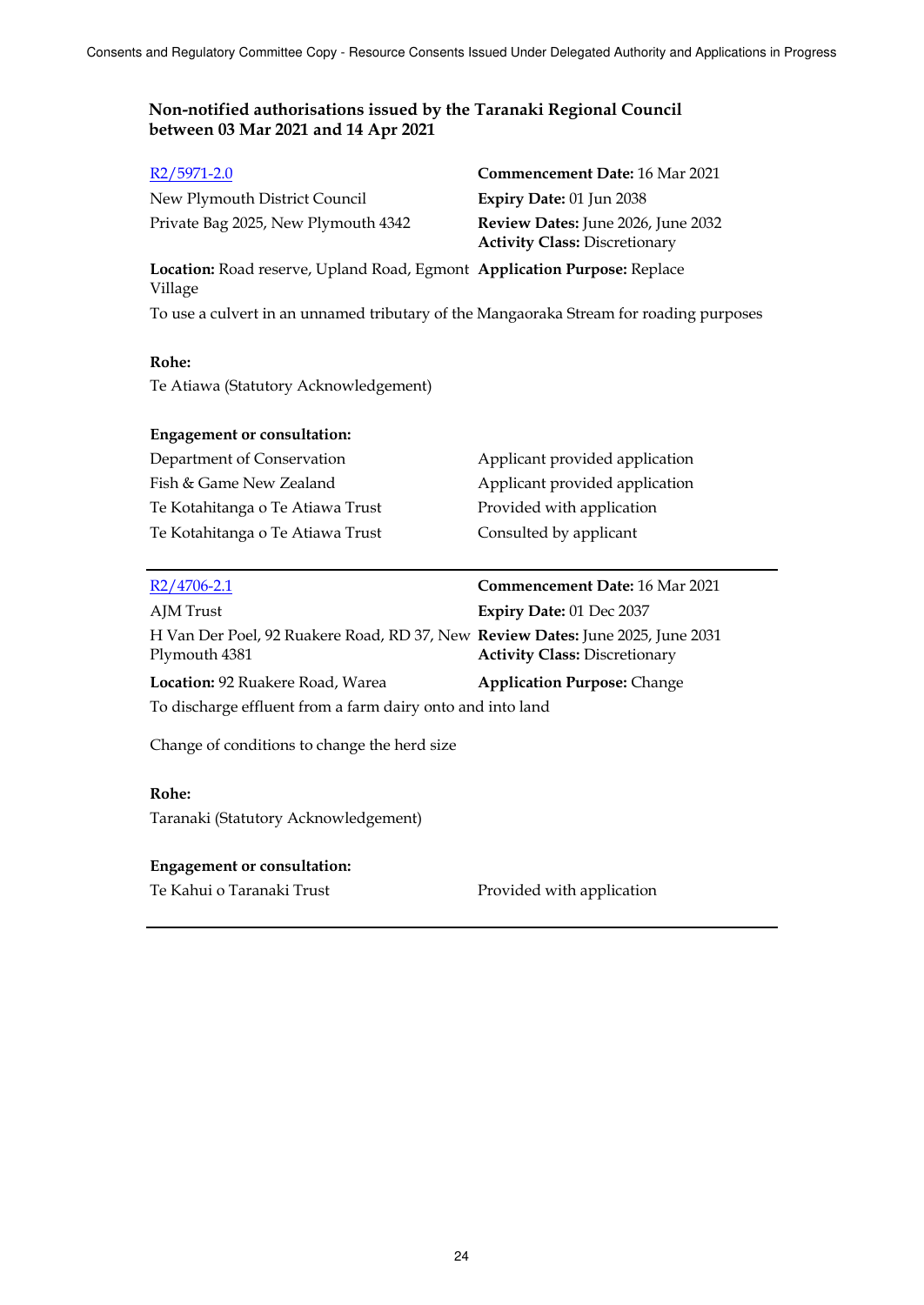### Non-notified authorisations issued by the Taranaki Regional Council between 03 Mar 2021 and 14 Apr 2021

[R2/5971-2.0](R2/5971-2.0)

| | |
|---|---|
| New Plymouth District Council | **Commencement Date:** 16 Mar 2021 |
| Private Bag 2025, New Plymouth 4342 | **Expiry Date:** 01 Jun 2038 |
| | **Review Dates:** June 2026, June 2032 |
| | **Activity Class:** Discretionary |
| **Location:** Road reserve, Upland Road, Egmont Village | **Application Purpose:** Replace |

To use a culvert in an unnamed tributary of the Mangaoraka Stream for roading purposes

**Rohe:**

Te Atiawa (Statutory Acknowledgement)

**Engagement or consultation:**

| | |
|---|---|
| Department of Conservation | Applicant provided application |
| Fish & Game New Zealand | Applicant provided application |
| Te Kotahitanga o Te Atiawa Trust | Provided with application |
| Te Kotahitanga o Te Atiawa Trust | Consulted by applicant |

---

[R2/4706-2.1](R2/4706-2.1)

| | |
|---|---|
| AJM Trust | **Commencement Date:** 16 Mar 2021 |
| H Van Der Poel, 92 Ruakere Road, RD 37, New Plymouth 4381 | **Expiry Date:** 01 Dec 2037 |
| | **Review Dates:** June 2025, June 2031 |
| | **Activity Class:** Discretionary |
| **Location:** 92 Ruakere Road, Warea | **Application Purpose:** Change |

To discharge effluent from a farm dairy onto and into land

Change of conditions to change the herd size

**Rohe:**

Taranaki (Statutory Acknowledgement)

**Engagement or consultation:**

| | |
|---|---|
| Te Kahui o Taranaki Trust | Provided with application |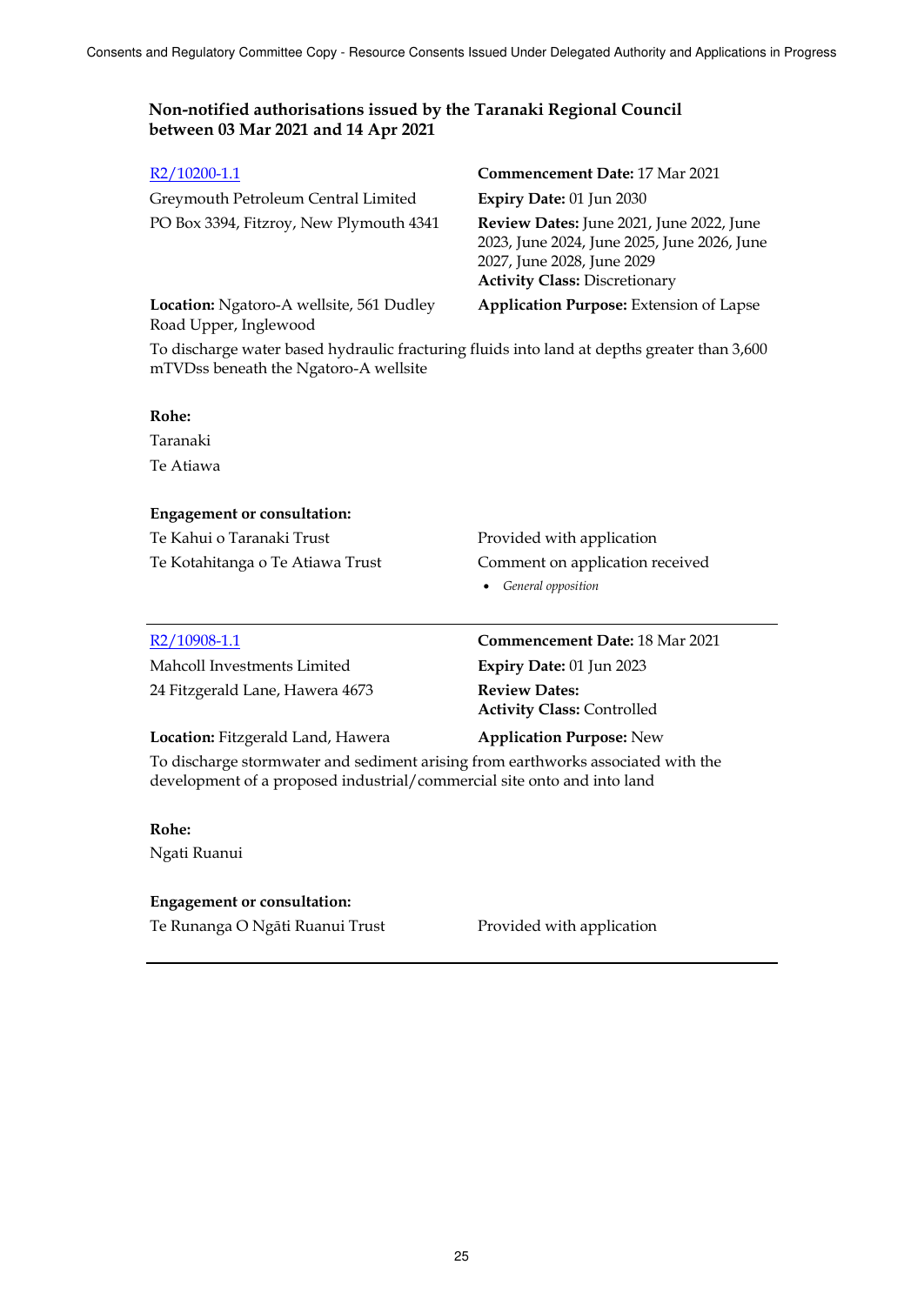## Non-notified authorisations issued by the Taranaki Regional Council between 03 Mar 2021 and 14 Apr 2021

R2/10200-1.1

Greymouth Petroleum Central Limited
PO Box 3394, Fitzroy, New Plymouth 4341

**Commencement Date:** 17 Mar 2021
**Expiry Date:** 01 Jun 2030
**Review Dates:** June 2021, June 2022, June 2023, June 2024, June 2025, June 2026, June 2027, June 2028, June 2029
**Activity Class:** Discretionary

**Location:** Ngatoro-A wellsite, 561 Dudley Road Upper, Inglewood

**Application Purpose:** Extension of Lapse

To discharge water based hydraulic fracturing fluids into land at depths greater than 3,600 mTVDss beneath the Ngatoro-A wellsite

**Rohe:**

Taranaki

Te Atiawa

**Engagement or consultation:**

| | |
|---|---|
| Te Kahui o Taranaki Trust | Provided with application |
| Te Kotahitanga o Te Atiawa Trust | Comment on application received<br>• *General opposition* |

---

R2/10908-1.1

Mahcoll Investments Limited
24 Fitzgerald Lane, Hawera 4673

**Commencement Date:** 18 Mar 2021
**Expiry Date:** 01 Jun 2023
**Review Dates:**
**Activity Class:** Controlled

**Location:** Fitzgerald Land, Hawera

**Application Purpose:** New

To discharge stormwater and sediment arising from earthworks associated with the development of a proposed industrial/commercial site onto and into land

**Rohe:**

Ngati Ruanui

**Engagement or consultation:**

| | |
|---|---|
| Te Runanga O Ngāti Ruanui Trust | Provided with application |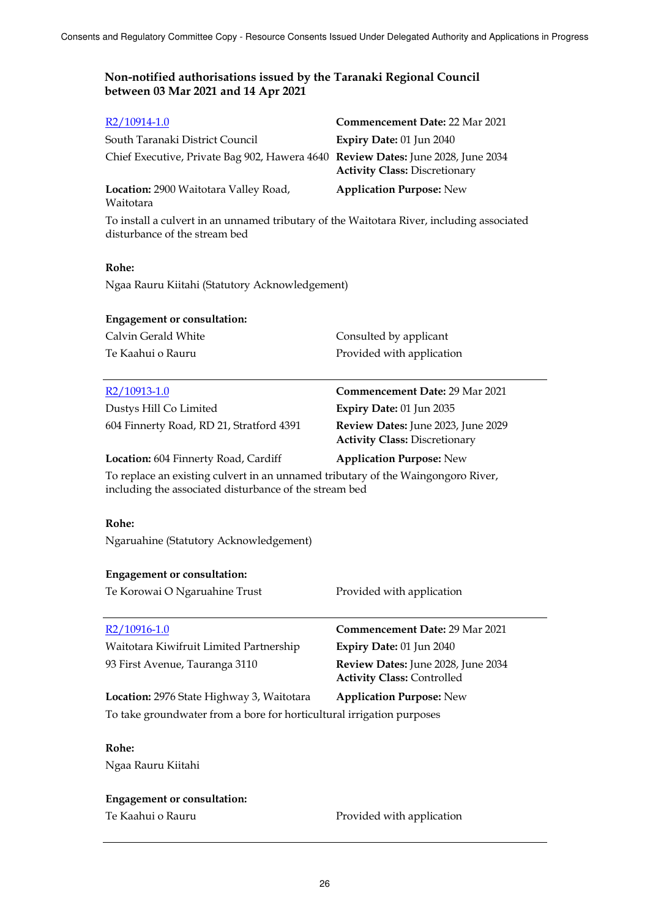## Non-notified authorisations issued by the Taranaki Regional Council between 03 Mar 2021 and 14 Apr 2021

| | |
|---|---|
| [R2/10914-1.0] | **Commencement Date:** 22 Mar 2021 |
| South Taranaki District Council | **Expiry Date:** 01 Jun 2040 |
| Chief Executive, Private Bag 902, Hawera 4640 | **Review Dates:** June 2028, June 2034<br>**Activity Class:** Discretionary |
| **Location:** 2900 Waitotara Valley Road, Waitotara | **Application Purpose:** New |

To install a culvert in an unnamed tributary of the Waitotara River, including associated disturbance of the stream bed

**Rohe:**

Ngaa Rauru Kiitahi (Statutory Acknowledgement)

**Engagement or consultation:**

| | |
|---|---|
| Calvin Gerald White | Consulted by applicant |
| Te Kaahui o Rauru | Provided with application |

---

| | |
|---|---|
| [R2/10913-1.0] | **Commencement Date:** 29 Mar 2021 |
| Dustys Hill Co Limited | **Expiry Date:** 01 Jun 2035 |
| 604 Finnerty Road, RD 21, Stratford 4391 | **Review Dates:** June 2023, June 2029<br>**Activity Class:** Discretionary |
| **Location:** 604 Finnerty Road, Cardiff | **Application Purpose:** New |

To replace an existing culvert in an unnamed tributary of the Waingongoro River, including the associated disturbance of the stream bed

**Rohe:**

Ngaruahine (Statutory Acknowledgement)

**Engagement or consultation:**

| | |
|---|---|
| Te Korowai O Ngaruahine Trust | Provided with application |

---

| | |
|---|---|
| [R2/10916-1.0] | **Commencement Date:** 29 Mar 2021 |
| Waitotara Kiwifruit Limited Partnership | **Expiry Date:** 01 Jun 2040 |
| 93 First Avenue, Tauranga 3110 | **Review Dates:** June 2028, June 2034<br>**Activity Class:** Controlled |
| **Location:** 2976 State Highway 3, Waitotara | **Application Purpose:** New |

To take groundwater from a bore for horticultural irrigation purposes

**Rohe:**

Ngaa Rauru Kiitahi

**Engagement or consultation:**

| | |
|---|---|
| Te Kaahui o Rauru | Provided with application |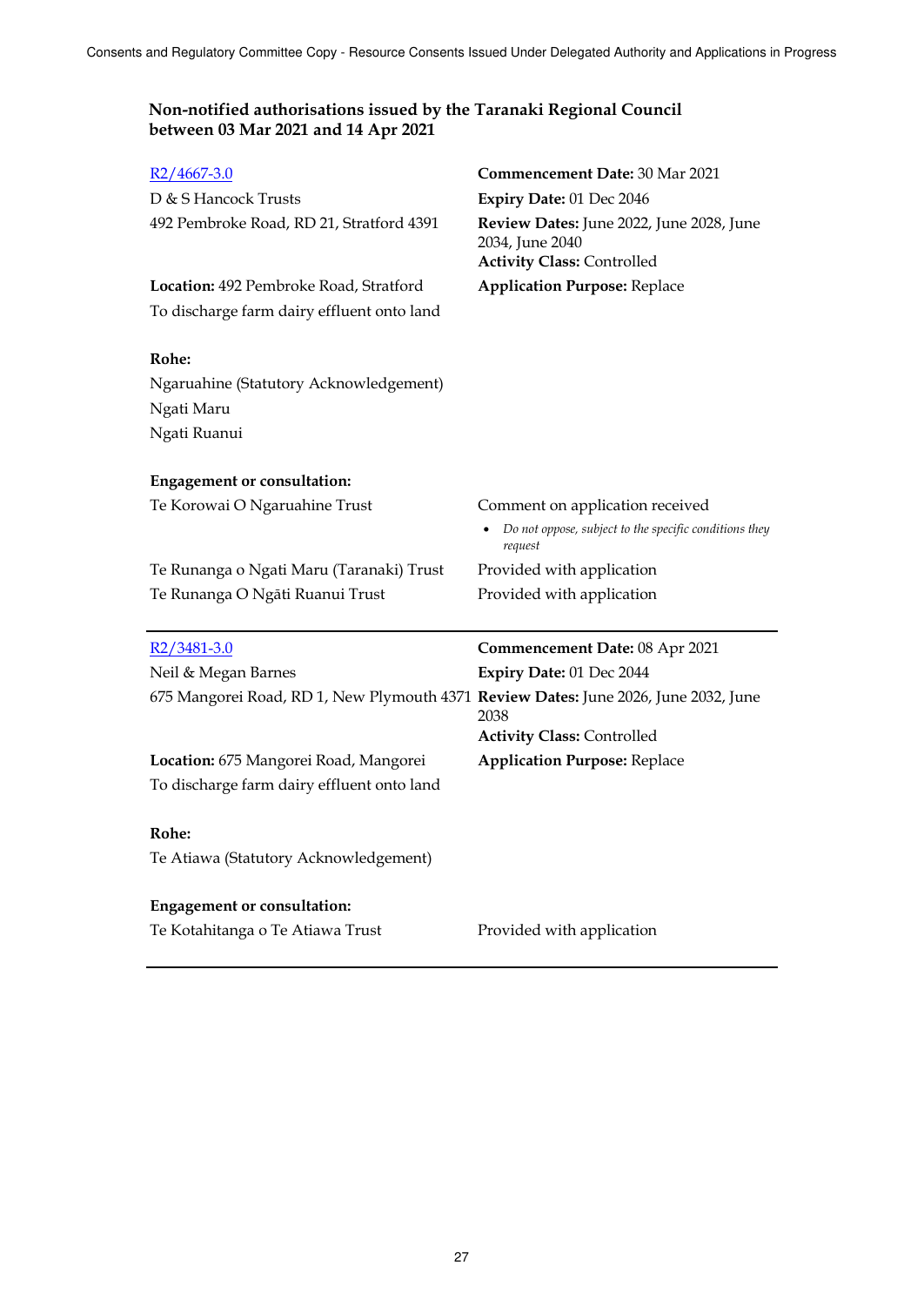## Non-notified authorisations issued by the Taranaki Regional Council between 03 Mar 2021 and 14 Apr 2021

R2/4667-3.0

D & S Hancock Trusts

492 Pembroke Road, RD 21, Stratford 4391

**Commencement Date:** 30 Mar 2021

**Expiry Date:** 01 Dec 2046

**Review Dates:** June 2022, June 2028, June 2034, June 2040

**Activity Class:** Controlled

**Location:** 492 Pembroke Road, Stratford

**Application Purpose:** Replace

To discharge farm dairy effluent onto land

**Rohe:**

Ngaruahine (Statutory Acknowledgement)

Ngati Maru

Ngati Ruanui

**Engagement or consultation:**

| | |
|---|---|
| Te Korowai O Ngaruahine Trust | Comment on application received<br>• *Do not oppose, subject to the specific conditions they request* |
| Te Runanga o Ngati Maru (Taranaki) Trust | Provided with application |
| Te Runanga O Ngāti Ruanui Trust | Provided with application |

---

R2/3481-3.0

Neil & Megan Barnes

675 Mangorei Road, RD 1, New Plymouth 4371

**Commencement Date:** 08 Apr 2021

**Expiry Date:** 01 Dec 2044

**Review Dates:** June 2026, June 2032, June 2038

**Activity Class:** Controlled

**Location:** 675 Mangorei Road, Mangorei

**Application Purpose:** Replace

To discharge farm dairy effluent onto land

**Rohe:**

Te Atiawa (Statutory Acknowledgement)

**Engagement or consultation:**

| | |
|---|---|
| Te Kotahitanga o Te Atiawa Trust | Provided with application |

---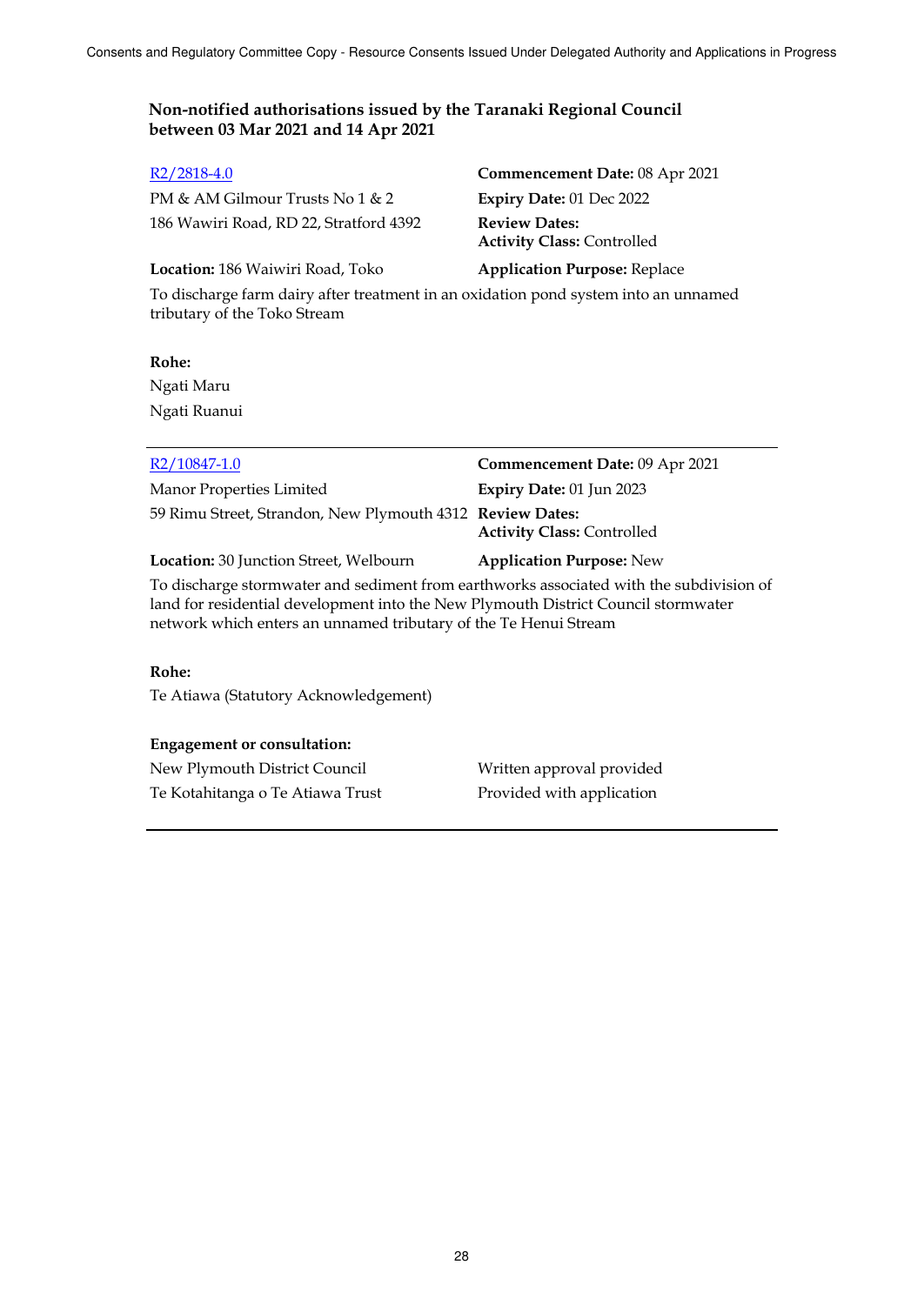### Non-notified authorisations issued by the Taranaki Regional Council between 03 Mar 2021 and 14 Apr 2021

R2/2818-4.0

PM & AM Gilmour Trusts No 1 & 2
186 Wawiri Road, RD 22, Stratford 4392

**Commencement Date:** 08 Apr 2021
**Expiry Date:** 01 Dec 2022
**Review Dates:**
**Activity Class:** Controlled

**Location:** 186 Waiwiri Road, Toko
**Application Purpose:** Replace

To discharge farm dairy after treatment in an oxidation pond system into an unnamed tributary of the Toko Stream

**Rohe:**
Ngati Maru
Ngati Ruanui

---

R2/10847-1.0

Manor Properties Limited
59 Rimu Street, Strandon, New Plymouth 4312

**Commencement Date:** 09 Apr 2021
**Expiry Date:** 01 Jun 2023
**Review Dates:**
**Activity Class:** Controlled

**Location:** 30 Junction Street, Welbourn
**Application Purpose:** New

To discharge stormwater and sediment from earthworks associated with the subdivision of land for residential development into the New Plymouth District Council stormwater network which enters an unnamed tributary of the Te Henui Stream

**Rohe:**
Te Atiawa (Statutory Acknowledgement)

**Engagement or consultation:**

| | |
|---|---|
| New Plymouth District Council | Written approval provided |
| Te Kotahitanga o Te Atiawa Trust | Provided with application |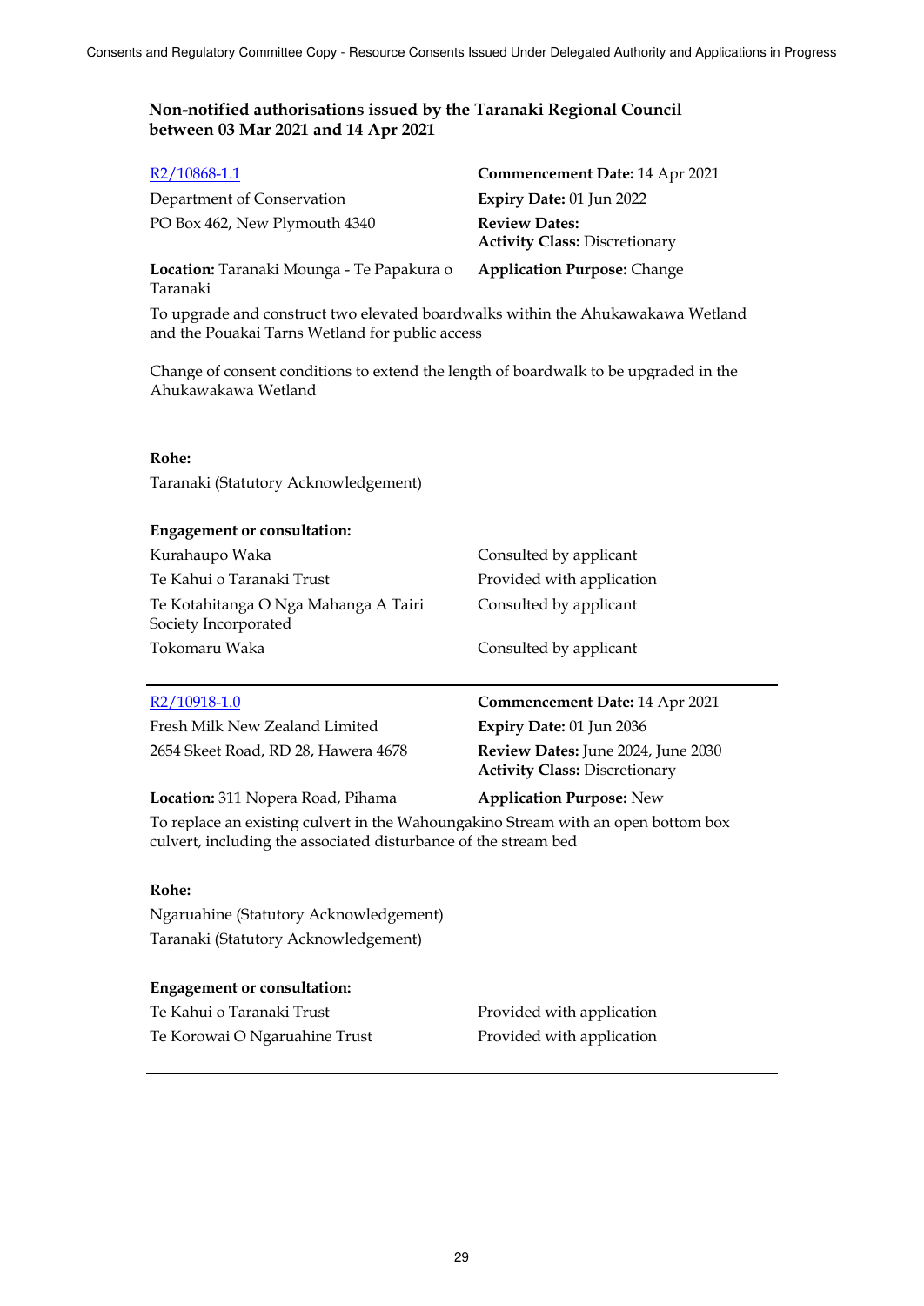## Non-notified authorisations issued by the Taranaki Regional Council between 03 Mar 2021 and 14 Apr 2021

[R2/10868-1.1]

Department of Conservation
PO Box 462, New Plymouth 4340

**Commencement Date:** 14 Apr 2021
**Expiry Date:** 01 Jun 2022
**Review Dates:**
**Activity Class:** Discretionary

**Location:** Taranaki Mounga - Te Papakura o Taranaki

**Application Purpose:** Change

To upgrade and construct two elevated boardwalks within the Ahukawakawa Wetland and the Pouakai Tarns Wetland for public access

Change of consent conditions to extend the length of boardwalk to be upgraded in the Ahukawakawa Wetland

**Rohe:**

Taranaki (Statutory Acknowledgement)

**Engagement or consultation:**

| | |
|---|---|
| Kurahaupo Waka | Consulted by applicant |
| Te Kahui o Taranaki Trust | Provided with application |
| Te Kotahitanga O Nga Mahanga A Tairi Society Incorporated | Consulted by applicant |
| Tokomaru Waka | Consulted by applicant |

---

[R2/10918-1.0]

Fresh Milk New Zealand Limited
2654 Skeet Road, RD 28, Hawera 4678

**Commencement Date:** 14 Apr 2021
**Expiry Date:** 01 Jun 2036
**Review Dates:** June 2024, June 2030
**Activity Class:** Discretionary

**Location:** 311 Nopera Road, Pihama

**Application Purpose:** New

To replace an existing culvert in the Wahoungakino Stream with an open bottom box culvert, including the associated disturbance of the stream bed

**Rohe:**

Ngaruahine (Statutory Acknowledgement)
Taranaki (Statutory Acknowledgement)

**Engagement or consultation:**

| | |
|---|---|
| Te Kahui o Taranaki Trust | Provided with application |
| Te Korowai O Ngaruahine Trust | Provided with application |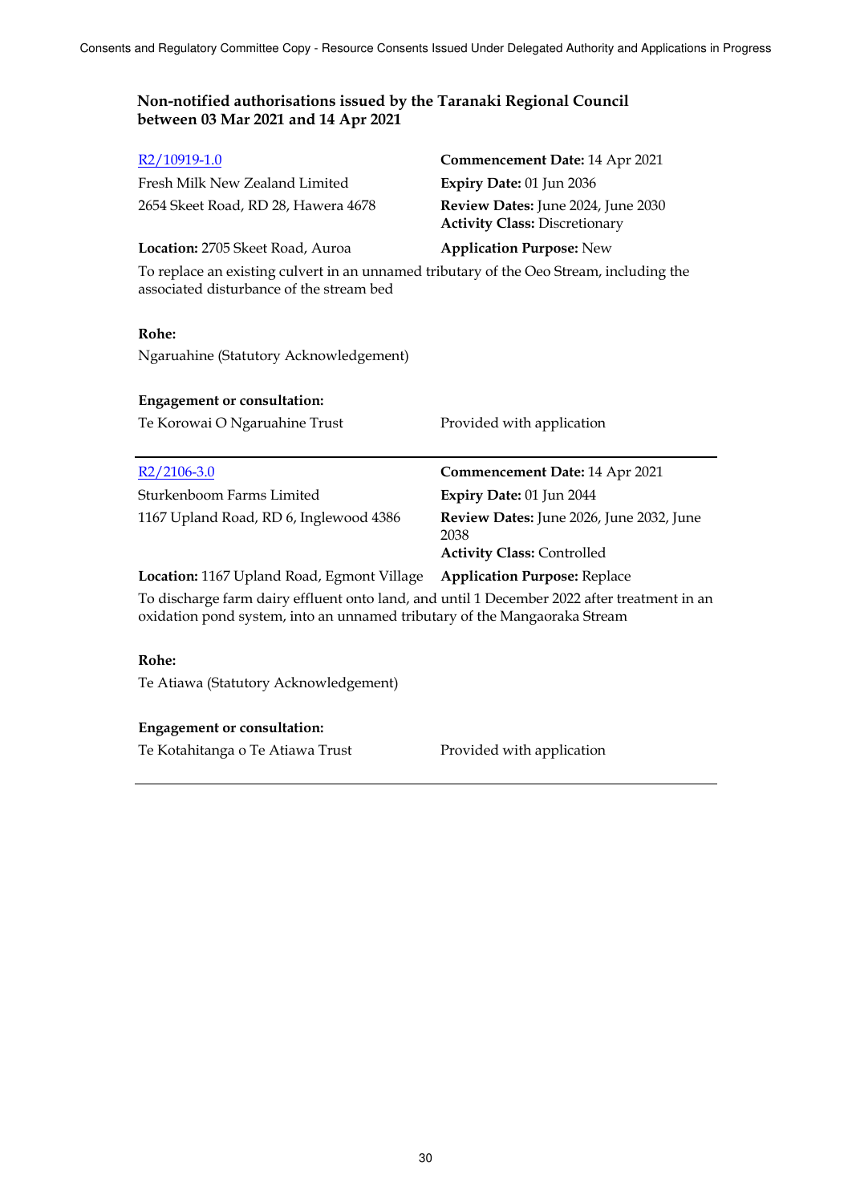## Non-notified authorisations issued by the Taranaki Regional Council between 03 Mar 2021 and 14 Apr 2021

R2/10919-1.0

Fresh Milk New Zealand Limited
2654 Skeet Road, RD 28, Hawera 4678

**Commencement Date:** 14 Apr 2021
**Expiry Date:** 01 Jun 2036
**Review Dates:** June 2024, June 2030
**Activity Class:** Discretionary

**Location:** 2705 Skeet Road, Auroa

**Application Purpose:** New

To replace an existing culvert in an unnamed tributary of the Oeo Stream, including the associated disturbance of the stream bed

**Rohe:**

Ngaruahine (Statutory Acknowledgement)

**Engagement or consultation:**

| | |
|---|---|
| Te Korowai O Ngaruahine Trust | Provided with application |

---

R2/2106-3.0

Sturkenboom Farms Limited
1167 Upland Road, RD 6, Inglewood 4386

**Commencement Date:** 14 Apr 2021
**Expiry Date:** 01 Jun 2044
**Review Dates:** June 2026, June 2032, June 2038
**Activity Class:** Controlled

**Location:** 1167 Upland Road, Egmont Village

**Application Purpose:** Replace

To discharge farm dairy effluent onto land, and until 1 December 2022 after treatment in an oxidation pond system, into an unnamed tributary of the Mangaoraka Stream

**Rohe:**

Te Atiawa (Statutory Acknowledgement)

**Engagement or consultation:**

| | |
|---|---|
| Te Kotahitanga o Te Atiawa Trust | Provided with application |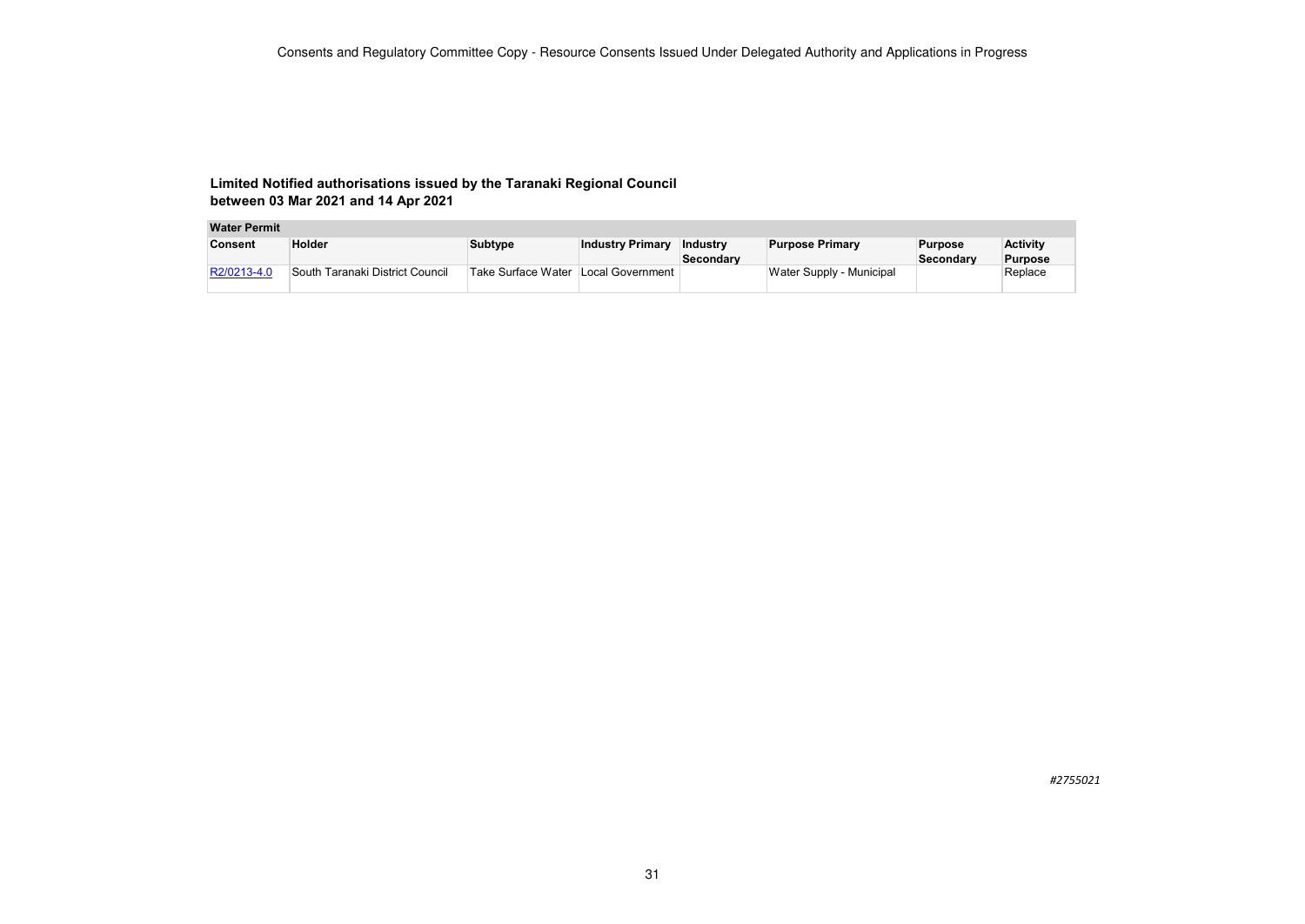**Limited Notified authorisations issued by the Taranaki Regional Council between 03 Mar 2021 and 14 Apr 2021**

**Water Permit**

| Consent | Holder | Subtype | Industry Primary | Industry Secondary | Purpose Primary | Purpose Secondary | Activity Purpose |
|---|---|---|---|---|---|---|---|
| R2/0213-4.0 | South Taranaki District Council | Take Surface Water | Local Government | | Water Supply - Municipal | | Replace |

*#2755021*